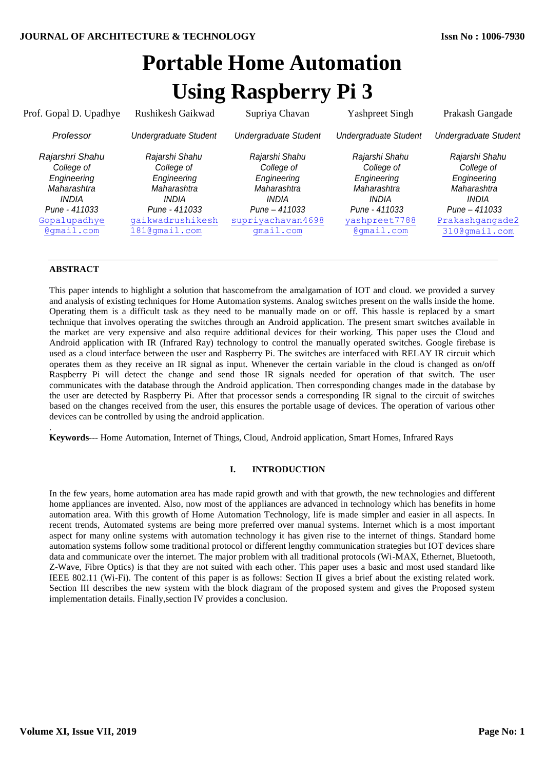# Portable Home Automation Using Raspberry Pi 3

| Prof. Gopal D. Upadhye | Rushikesh Gaikwad | Supriya Chavan | Yashpreet Singh | Prakash Gangade |
|---|---|---|---|---|
| *Professor* | *Undergraduate Student* | *Undergraduate Student* | *Undergraduate Student* | *Undergraduate Student* |
| *Rajarshi Shahu College of Engineering Maharashtra INDIA Pune - 411033* | *Rajarshi Shahu College of Engineering Maharashtra INDIA Pune - 411033* | *Rajarshi Shahu College of Engineering Maharashtra INDIA Pune – 411033* | *Rajarshi Shahu College of Engineering Maharashtra INDIA Pune - 411033* | *Rajarshi Shahu College of Engineering Maharashtra INDIA Pune – 411033* |
| Gopalupadhye@gmail.com | gaikwadrushikesh181@gmail.com | supriyachavan4698gmail.com | yashpreet7788@gmail.com | Prakashgangade2310@gmail.com |

## ABSTRACT

This paper intends to highlight a solution that hascomefrom the amalgamation of IOT and cloud. we provided a survey and analysis of existing techniques for Home Automation systems. Analog switches present on the walls inside the home. Operating them is a difficult task as they need to be manually made on or off. This hassle is replaced by a smart technique that involves operating the switches through an Android application. The present smart switches available in the market are very expensive and also require additional devices for their working. This paper uses the Cloud and Android application with IR (Infrared Ray) technology to control the manually operated switches. Google firebase is used as a cloud interface between the user and Raspberry Pi. The switches are interfaced with RELAY IR circuit which operates them as they receive an IR signal as input. Whenever the certain variable in the cloud is changed as on/off Raspberry Pi will detect the change and send those IR signals needed for operation of that switch. The user communicates with the database through the Android application. Then corresponding changes made in the database by the user are detected by Raspberry Pi. After that processor sends a corresponding IR signal to the circuit of switches based on the changes received from the user, this ensures the portable usage of devices. The operation of various other devices can be controlled by using the android application.

.

**Keywords**--- Home Automation, Internet of Things, Cloud, Android application, Smart Homes, Infrared Rays

## I. INTRODUCTION

In the few years, home automation area has made rapid growth and with that growth, the new technologies and different home appliances are invented. Also, now most of the appliances are advanced in technology which has benefits in home automation area. With this growth of Home Automation Technology, life is made simpler and easier in all aspects. In recent trends, Automated systems are being more preferred over manual systems. Internet which is a most important aspect for many online systems with automation technology it has given rise to the internet of things. Standard home automation systems follow some traditional protocol or different lengthy communication strategies but IOT devices share data and communicate over the internet. The major problem with all traditional protocols (Wi-MAX, Ethernet, Bluetooth, Z-Wave, Fibre Optics) is that they are not suited with each other. This paper uses a basic and most used standard like IEEE 802.11 (Wi-Fi). The content of this paper is as follows: Section II gives a brief about the existing related work. Section III describes the new system with the block diagram of the proposed system and gives the Proposed system implementation details. Finally,section IV provides a conclusion.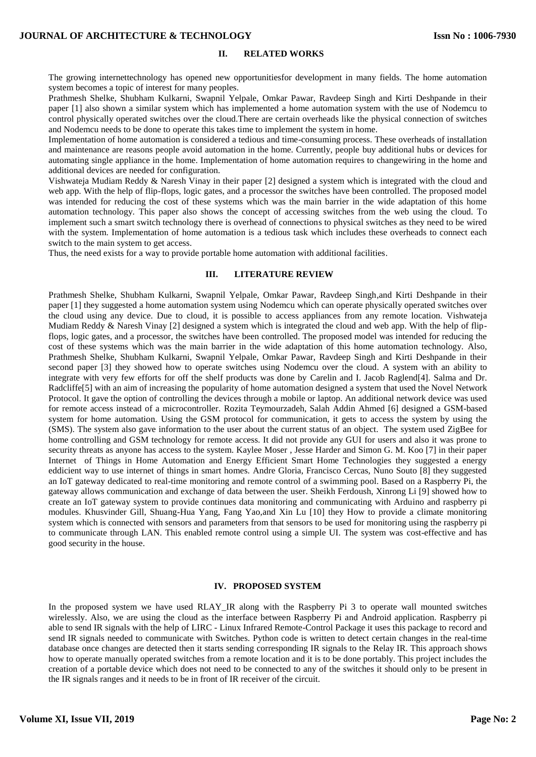## II. RELATED WORKS

The growing internettechnology has opened new opportunitiesfor development in many fields. The home automation system becomes a topic of interest for many peoples.

Prathmesh Shelke, Shubham Kulkarni, Swapnil Yelpale, Omkar Pawar, Ravdeep Singh and Kirti Deshpande in their paper [1] also shown a similar system which has implemented a home automation system with the use of Nodemcu to control physically operated switches over the cloud.There are certain overheads like the physical connection of switches and Nodemcu needs to be done to operate this takes time to implement the system in home.

Implementation of home automation is considered a tedious and time-consuming process. These overheads of installation and maintenance are reasons people avoid automation in the home. Currently, people buy additional hubs or devices for automating single appliance in the home. Implementation of home automation requires to changewiring in the home and additional devices are needed for configuration.

Vishwateja Mudiam Reddy & Naresh Vinay in their paper [2] designed a system which is integrated with the cloud and web app. With the help of flip-flops, logic gates, and a processor the switches have been controlled. The proposed model was intended for reducing the cost of these systems which was the main barrier in the wide adaptation of this home automation technology. This paper also shows the concept of accessing switches from the web using the cloud. To implement such a smart switch technology there is overhead of connections to physical switches as they need to be wired with the system. Implementation of home automation is a tedious task which includes these overheads to connect each switch to the main system to get access.

Thus, the need exists for a way to provide portable home automation with additional facilities.

## III. LITERATURE REVIEW

Prathmesh Shelke, Shubham Kulkarni, Swapnil Yelpale, Omkar Pawar, Ravdeep Singh,and Kirti Deshpande in their paper [1] they suggested a home automation system using Nodemcu which can operate physically operated switches over the cloud using any device. Due to cloud, it is possible to access appliances from any remote location. Vishwateja Mudiam Reddy & Naresh Vinay [2] designed a system which is integrated the cloud and web app. With the help of flip-flops, logic gates, and a processor, the switches have been controlled. The proposed model was intended for reducing the cost of these systems which was the main barrier in the wide adaptation of this home automation technology. Also, Prathmesh Shelke, Shubham Kulkarni, Swapnil Yelpale, Omkar Pawar, Ravdeep Singh and Kirti Deshpande in their second paper [3] they showed how to operate switches using Nodemcu over the cloud. A system with an ability to integrate with very few efforts for off the shelf products was done by Carelin and I. Jacob Raglend[4]. Salma and Dr. Radcliffe[5] with an aim of increasing the popularity of home automation designed a system that used the Novel Network Protocol. It gave the option of controlling the devices through a mobile or laptop. An additional network device was used for remote access instead of a microcontroller. Rozita Teymourzadeh, Salah Addin Ahmed [6] designed a GSM-based system for home automation. Using the GSM protocol for communication, it gets to access the system by using the (SMS). The system also gave information to the user about the current status of an object. The system used ZigBee for home controlling and GSM technology for remote access. It did not provide any GUI for users and also it was prone to security threats as anyone has access to the system. Kaylee Moser , Jesse Harder and Simon G. M. Koo [7] in their paper Internet of Things in Home Automation and Energy Efficient Smart Home Technologies they suggested a energy eddicient way to use internet of things in smart homes. Andre Gloria, Francisco Cercas, Nuno Souto [8] they suggested an IoT gateway dedicated to real-time monitoring and remote control of a swimming pool. Based on a Raspberry Pi, the gateway allows communication and exchange of data between the user. Sheikh Ferdoush, Xinrong Li [9] showed how to create an IoT gateway system to provide continues data monitoring and communicating with Arduino and raspberry pi modules. Khusvinder Gill, Shuang-Hua Yang, Fang Yao,and Xin Lu [10] they How to provide a climate monitoring system which is connected with sensors and parameters from that sensors to be used for monitoring using the raspberry pi to communicate through LAN. This enabled remote control using a simple UI. The system was cost-effective and has good security in the house.

## IV. PROPOSED SYSTEM

In the proposed system we have used RLAY_IR along with the Raspberry Pi 3 to operate wall mounted switches wirelessly. Also, we are using the cloud as the interface between Raspberry Pi and Android application. Raspberry pi able to send IR signals with the help of LIRC - Linux Infrared Remote-Control Package it uses this package to record and send IR signals needed to communicate with Switches. Python code is written to detect certain changes in the real-time database once changes are detected then it starts sending corresponding IR signals to the Relay IR. This approach shows how to operate manually operated switches from a remote location and it is to be done portably. This project includes the creation of a portable device which does not need to be connected to any of the switches it should only to be present in the IR signals ranges and it needs to be in front of IR receiver of the circuit.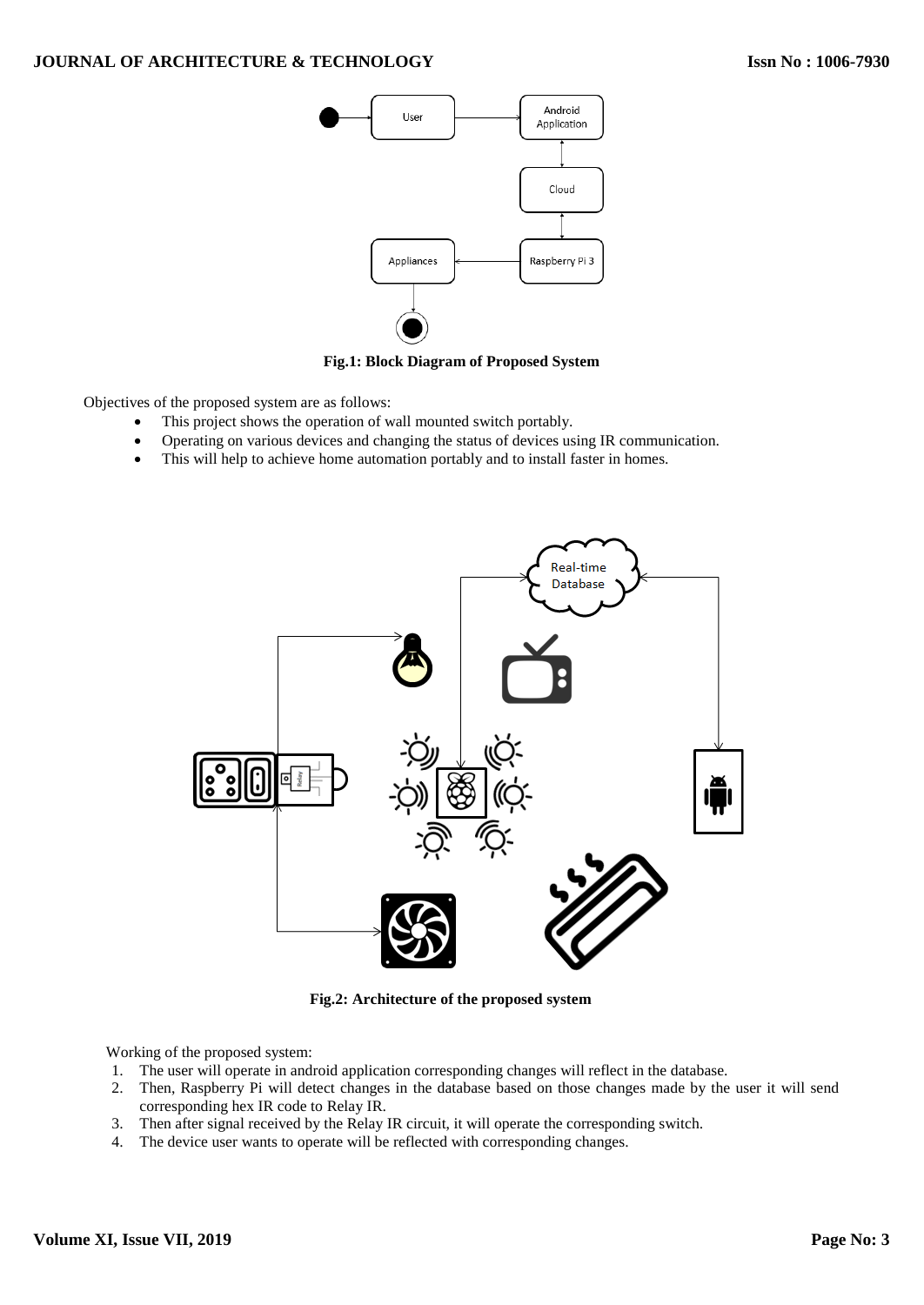Fig.1: Block Diagram of Proposed System

Objectives of the proposed system are as follows:

- This project shows the operation of wall mounted switch portably.
- Operating on various devices and changing the status of devices using IR communication.
- This will help to achieve home automation portably and to install faster in homes.

Fig.2: Architecture of the proposed system

Working of the proposed system:

1. The user will operate in android application corresponding changes will reflect in the database.
2. Then, Raspberry Pi will detect changes in the database based on those changes made by the user it will send corresponding hex IR code to Relay IR.
3. Then after signal received by the Relay IR circuit, it will operate the corresponding switch.
4. The device user wants to operate will be reflected with corresponding changes.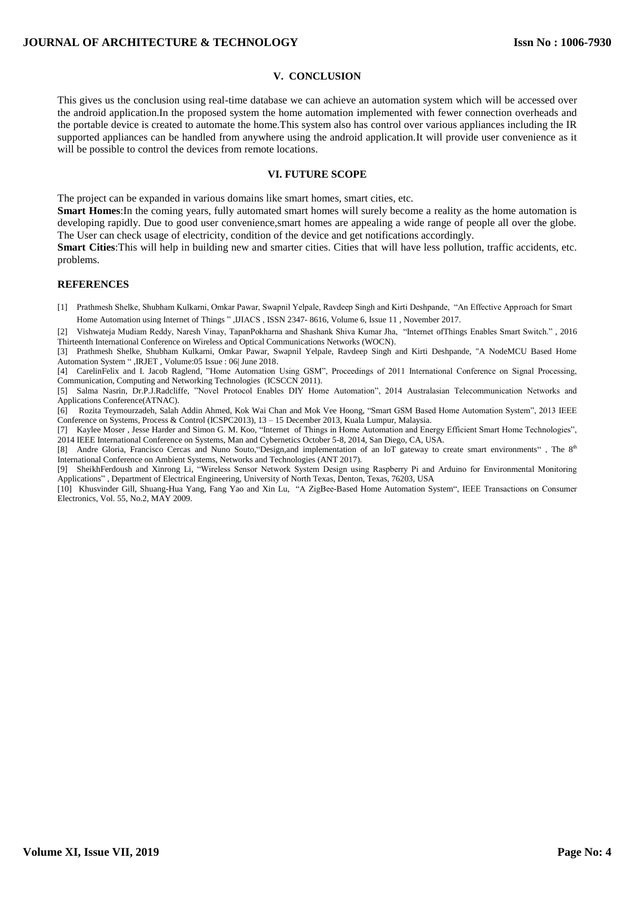## V. CONCLUSION

This gives us the conclusion using real-time database we can achieve an automation system which will be accessed over the android application.In the proposed system the home automation implemented with fewer connection overheads and the portable device is created to automate the home.This system also has control over various appliances including the IR supported appliances can be handled from anywhere using the android application.It will provide user convenience as it will be possible to control the devices from remote locations.

## VI. FUTURE SCOPE

The project can be expanded in various domains like smart homes, smart cities, etc.

**Smart Homes**:In the coming years, fully automated smart homes will surely become a reality as the home automation is developing rapidly. Due to good user convenience,smart homes are appealing a wide range of people all over the globe. The User can check usage of electricity, condition of the device and get notifications accordingly.

**Smart Cities**:This will help in building new and smarter cities. Cities that will have less pollution, traffic accidents, etc. problems.

## REFERENCES

[1] Prathmesh Shelke, Shubham Kulkarni, Omkar Pawar, Swapnil Yelpale, Ravdeep Singh and Kirti Deshpande, "An Effective Approach for Smart Home Automation using Internet of Things " ,IJIACS , ISSN 2347- 8616, Volume 6, Issue 11 , November 2017.

[2] Vishwateja Mudiam Reddy, Naresh Vinay, TapanPokharna and Shashank Shiva Kumar Jha, "Internet ofThings Enables Smart Switch." , 2016 Thirteenth International Conference on Wireless and Optical Communications Networks (WOCN).

[3] Prathmesh Shelke, Shubham Kulkarni, Omkar Pawar, Swapnil Yelpale, Ravdeep Singh and Kirti Deshpande, "A NodeMCU Based Home Automation System " ,IRJET , Volume:05 Issue : 06| June 2018.

[4] CarelinFelix and I. Jacob Raglend, "Home Automation Using GSM", Proceedings of 2011 International Conference on Signal Processing, Communication, Computing and Networking Technologies (ICSCCN 2011).

[5] Salma Nasrin, Dr.P.J.Radcliffe, "Novel Protocol Enables DIY Home Automation", 2014 Australasian Telecommunication Networks and Applications Conference(ATNAC).

[6] Rozita Teymourzadeh, Salah Addin Ahmed, Kok Wai Chan and Mok Vee Hoong, "Smart GSM Based Home Automation System", 2013 IEEE Conference on Systems, Process & Control (ICSPC2013), 13 – 15 December 2013, Kuala Lumpur, Malaysia.

[7] Kaylee Moser , Jesse Harder and Simon G. M. Koo, "Internet of Things in Home Automation and Energy Efficient Smart Home Technologies", 2014 IEEE International Conference on Systems, Man and Cybernetics October 5-8, 2014, San Diego, CA, USA.

[8] Andre Gloria, Francisco Cercas and Nuno Souto,"Design,and implementation of an IoT gateway to create smart environments" , The 8th International Conference on Ambient Systems, Networks and Technologies (ANT 2017).

[9] SheikhFerdoush and Xinrong Li, "Wireless Sensor Network System Design using Raspberry Pi and Arduino for Environmental Monitoring Applications" , Department of Electrical Engineering, University of North Texas, Denton, Texas, 76203, USA

[10] Khusvinder Gill, Shuang-Hua Yang, Fang Yao and Xin Lu, "A ZigBee-Based Home Automation System", IEEE Transactions on Consumer Electronics, Vol. 55, No.2, MAY 2009.